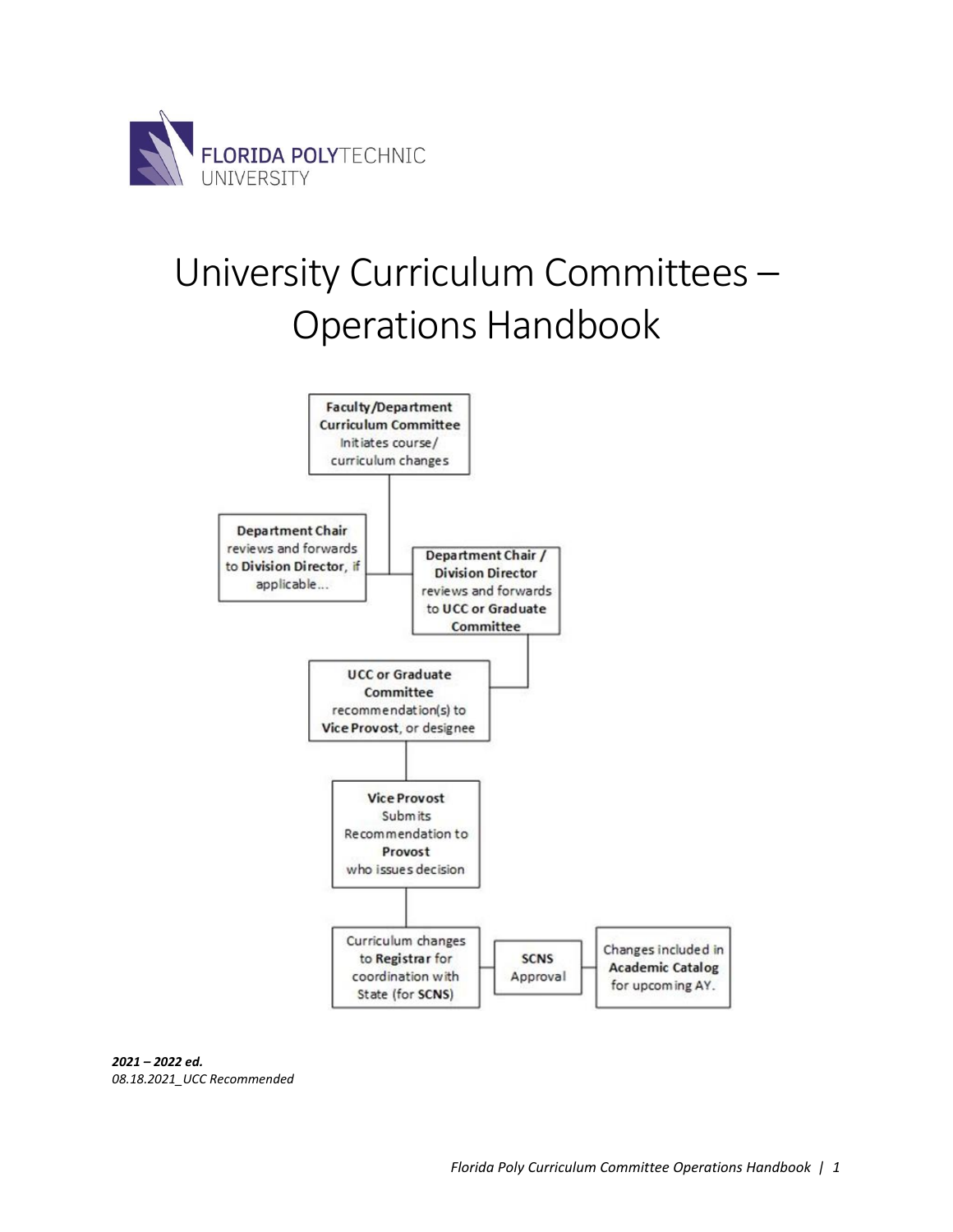FLORIDA POLYTECHNIC UNIVERSITY

# University Curriculum Committees – Operations Handbook

**Faculty/Department Curriculum Committee** Initiates course/ curriculum changes

**Department Chair** reviews and forwards to **Division Director**, if applicable...

**Department Chair / Division Director** reviews and forwards to **UCC or Graduate Committee**

**UCC or Graduate Committee** recommendation(s) to **Vice Provost**, or designee

**Vice Provost** Submits Recommendation to **Provost** who issues decision

Curriculum changes to **Registrar** for coordination with State (for **SCNS**)

**SCNS** Approval

Changes included in **Academic Catalog** for upcoming AY.

***2021 – 2022 ed.***

*08.18.2021_UCC Recommended*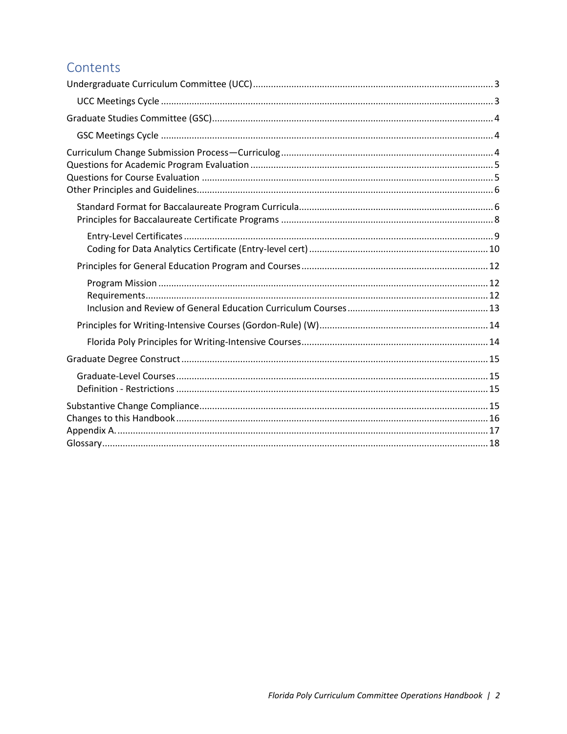# Contents

Undergraduate Curriculum Committee (UCC) ............ 3

- UCC Meetings Cycle ............ 3

Graduate Studies Committee (GSC) ............ 4

- GSC Meetings Cycle ............ 4

Curriculum Change Submission Process—Curriculog ............ 4

Questions for Academic Program Evaluation ............ 5

Questions for Course Evaluation ............ 5

Other Principles and Guidelines ............ 6

- Standard Format for Baccalaureate Program Curricula ............ 6
- Principles for Baccalaureate Certificate Programs ............ 8
  - Entry-Level Certificates ............ 9
  - Coding for Data Analytics Certificate (Entry-level cert) ............ 10
- Principles for General Education Program and Courses ............ 12
  - Program Mission ............ 12
  - Requirements ............ 12
  - Inclusion and Review of General Education Curriculum Courses ............ 13
- Principles for Writing-Intensive Courses (Gordon-Rule) (W) ............ 14
  - Florida Poly Principles for Writing-Intensive Courses ............ 14

Graduate Degree Construct ............ 15

- Graduate-Level Courses ............ 15
- Definition - Restrictions ............ 15

Substantive Change Compliance ............ 15

Changes to this Handbook ............ 16

Appendix A. ............ 17

Glossary ............ 18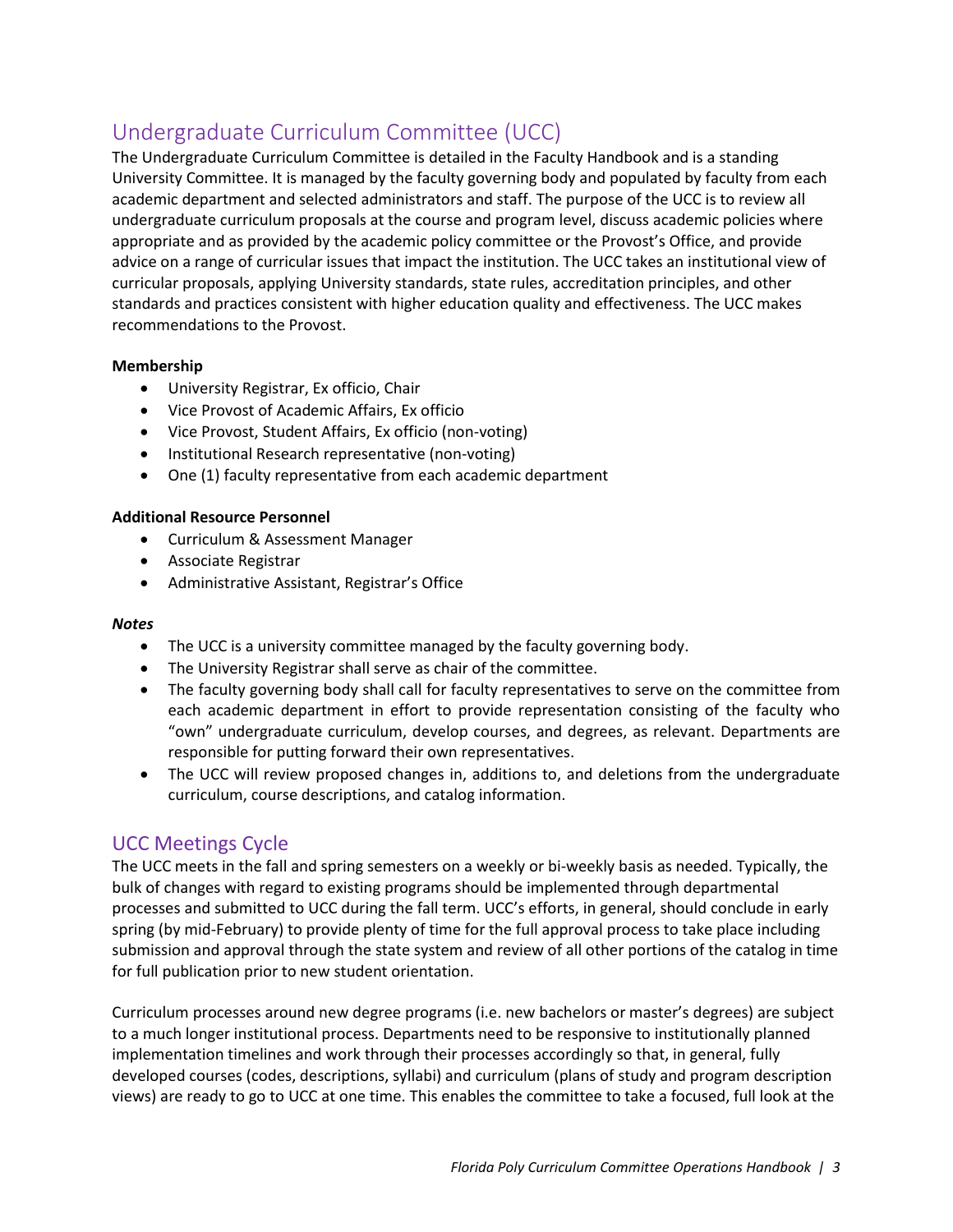## Undergraduate Curriculum Committee (UCC)

The Undergraduate Curriculum Committee is detailed in the Faculty Handbook and is a standing University Committee. It is managed by the faculty governing body and populated by faculty from each academic department and selected administrators and staff. The purpose of the UCC is to review all undergraduate curriculum proposals at the course and program level, discuss academic policies where appropriate and as provided by the academic policy committee or the Provost's Office, and provide advice on a range of curricular issues that impact the institution. The UCC takes an institutional view of curricular proposals, applying University standards, state rules, accreditation principles, and other standards and practices consistent with higher education quality and effectiveness. The UCC makes recommendations to the Provost.

**Membership**

- University Registrar, Ex officio, Chair
- Vice Provost of Academic Affairs, Ex officio
- Vice Provost, Student Affairs, Ex officio (non-voting)
- Institutional Research representative (non-voting)
- One (1) faculty representative from each academic department

**Additional Resource Personnel**

- Curriculum & Assessment Manager
- Associate Registrar
- Administrative Assistant, Registrar's Office

***Notes***

- The UCC is a university committee managed by the faculty governing body.
- The University Registrar shall serve as chair of the committee.
- The faculty governing body shall call for faculty representatives to serve on the committee from each academic department in effort to provide representation consisting of the faculty who "own" undergraduate curriculum, develop courses, and degrees, as relevant. Departments are responsible for putting forward their own representatives.
- The UCC will review proposed changes in, additions to, and deletions from the undergraduate curriculum, course descriptions, and catalog information.

### UCC Meetings Cycle

The UCC meets in the fall and spring semesters on a weekly or bi-weekly basis as needed. Typically, the bulk of changes with regard to existing programs should be implemented through departmental processes and submitted to UCC during the fall term. UCC's efforts, in general, should conclude in early spring (by mid-February) to provide plenty of time for the full approval process to take place including submission and approval through the state system and review of all other portions of the catalog in time for full publication prior to new student orientation.

Curriculum processes around new degree programs (i.e. new bachelors or master's degrees) are subject to a much longer institutional process. Departments need to be responsive to institutionally planned implementation timelines and work through their processes accordingly so that, in general, fully developed courses (codes, descriptions, syllabi) and curriculum (plans of study and program description views) are ready to go to UCC at one time. This enables the committee to take a focused, full look at the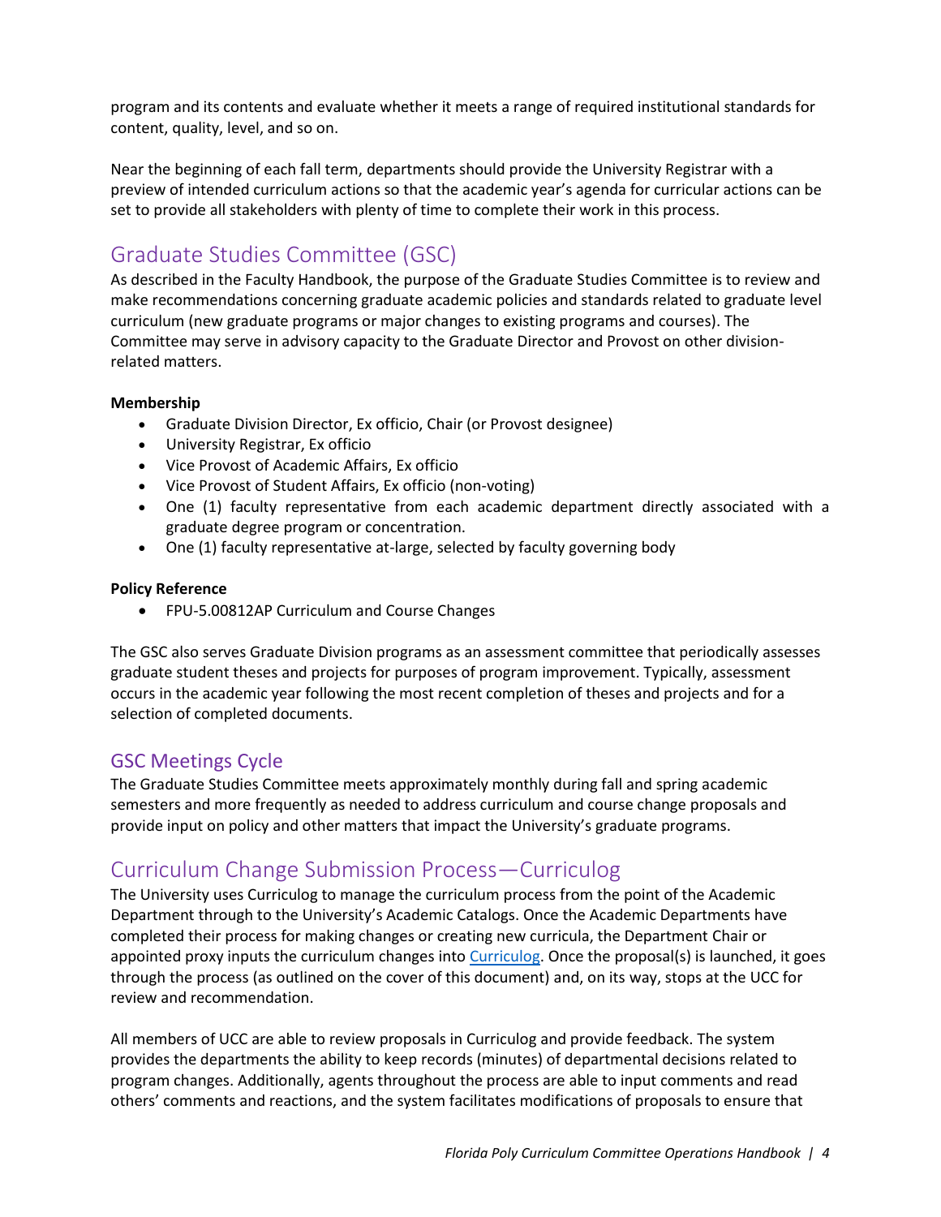program and its contents and evaluate whether it meets a range of required institutional standards for content, quality, level, and so on.

Near the beginning of each fall term, departments should provide the University Registrar with a preview of intended curriculum actions so that the academic year's agenda for curricular actions can be set to provide all stakeholders with plenty of time to complete their work in this process.

## Graduate Studies Committee (GSC)

As described in the Faculty Handbook, the purpose of the Graduate Studies Committee is to review and make recommendations concerning graduate academic policies and standards related to graduate level curriculum (new graduate programs or major changes to existing programs and courses). The Committee may serve in advisory capacity to the Graduate Director and Provost on other division-related matters.

**Membership**

- Graduate Division Director, Ex officio, Chair (or Provost designee)
- University Registrar, Ex officio
- Vice Provost of Academic Affairs, Ex officio
- Vice Provost of Student Affairs, Ex officio (non-voting)
- One (1) faculty representative from each academic department directly associated with a graduate degree program or concentration.
- One (1) faculty representative at-large, selected by faculty governing body

**Policy Reference**

- FPU-5.00812AP Curriculum and Course Changes

The GSC also serves Graduate Division programs as an assessment committee that periodically assesses graduate student theses and projects for purposes of program improvement. Typically, assessment occurs in the academic year following the most recent completion of theses and projects and for a selection of completed documents.

### GSC Meetings Cycle

The Graduate Studies Committee meets approximately monthly during fall and spring academic semesters and more frequently as needed to address curriculum and course change proposals and provide input on policy and other matters that impact the University's graduate programs.

## Curriculum Change Submission Process—Curriculog

The University uses Curriculog to manage the curriculum process from the point of the Academic Department through to the University's Academic Catalogs. Once the Academic Departments have completed their process for making changes or creating new curricula, the Department Chair or appointed proxy inputs the curriculum changes into Curriculog. Once the proposal(s) is launched, it goes through the process (as outlined on the cover of this document) and, on its way, stops at the UCC for review and recommendation.

All members of UCC are able to review proposals in Curriculog and provide feedback. The system provides the departments the ability to keep records (minutes) of departmental decisions related to program changes. Additionally, agents throughout the process are able to input comments and read others' comments and reactions, and the system facilitates modifications of proposals to ensure that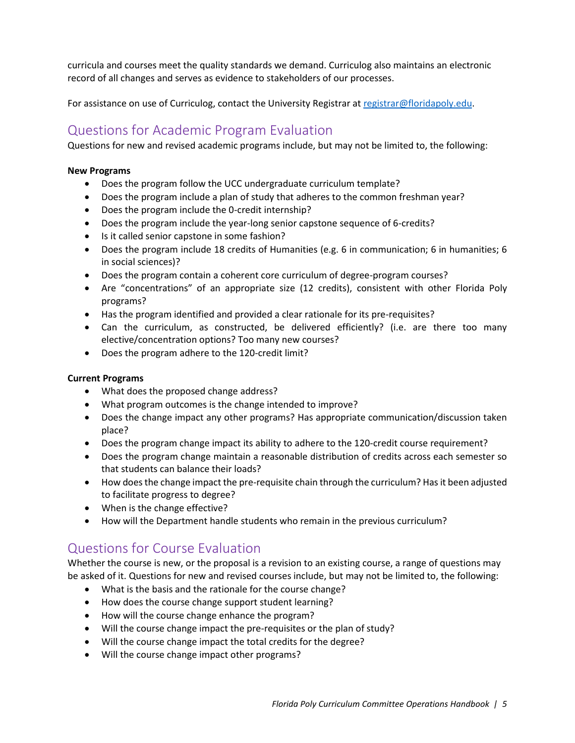curricula and courses meet the quality standards we demand. Curriculog also maintains an electronic record of all changes and serves as evidence to stakeholders of our processes.

For assistance on use of Curriculog, contact the University Registrar at registrar@floridapoly.edu.

## Questions for Academic Program Evaluation

Questions for new and revised academic programs include, but may not be limited to, the following:

**New Programs**

- Does the program follow the UCC undergraduate curriculum template?
- Does the program include a plan of study that adheres to the common freshman year?
- Does the program include the 0-credit internship?
- Does the program include the year-long senior capstone sequence of 6-credits?
- Is it called senior capstone in some fashion?
- Does the program include 18 credits of Humanities (e.g. 6 in communication; 6 in humanities; 6 in social sciences)?
- Does the program contain a coherent core curriculum of degree-program courses?
- Are "concentrations" of an appropriate size (12 credits), consistent with other Florida Poly programs?
- Has the program identified and provided a clear rationale for its pre-requisites?
- Can the curriculum, as constructed, be delivered efficiently? (i.e. are there too many elective/concentration options? Too many new courses?
- Does the program adhere to the 120-credit limit?

**Current Programs**

- What does the proposed change address?
- What program outcomes is the change intended to improve?
- Does the change impact any other programs? Has appropriate communication/discussion taken place?
- Does the program change impact its ability to adhere to the 120-credit course requirement?
- Does the program change maintain a reasonable distribution of credits across each semester so that students can balance their loads?
- How does the change impact the pre-requisite chain through the curriculum? Has it been adjusted to facilitate progress to degree?
- When is the change effective?
- How will the Department handle students who remain in the previous curriculum?

## Questions for Course Evaluation

Whether the course is new, or the proposal is a revision to an existing course, a range of questions may be asked of it. Questions for new and revised courses include, but may not be limited to, the following:

- What is the basis and the rationale for the course change?
- How does the course change support student learning?
- How will the course change enhance the program?
- Will the course change impact the pre-requisites or the plan of study?
- Will the course change impact the total credits for the degree?
- Will the course change impact other programs?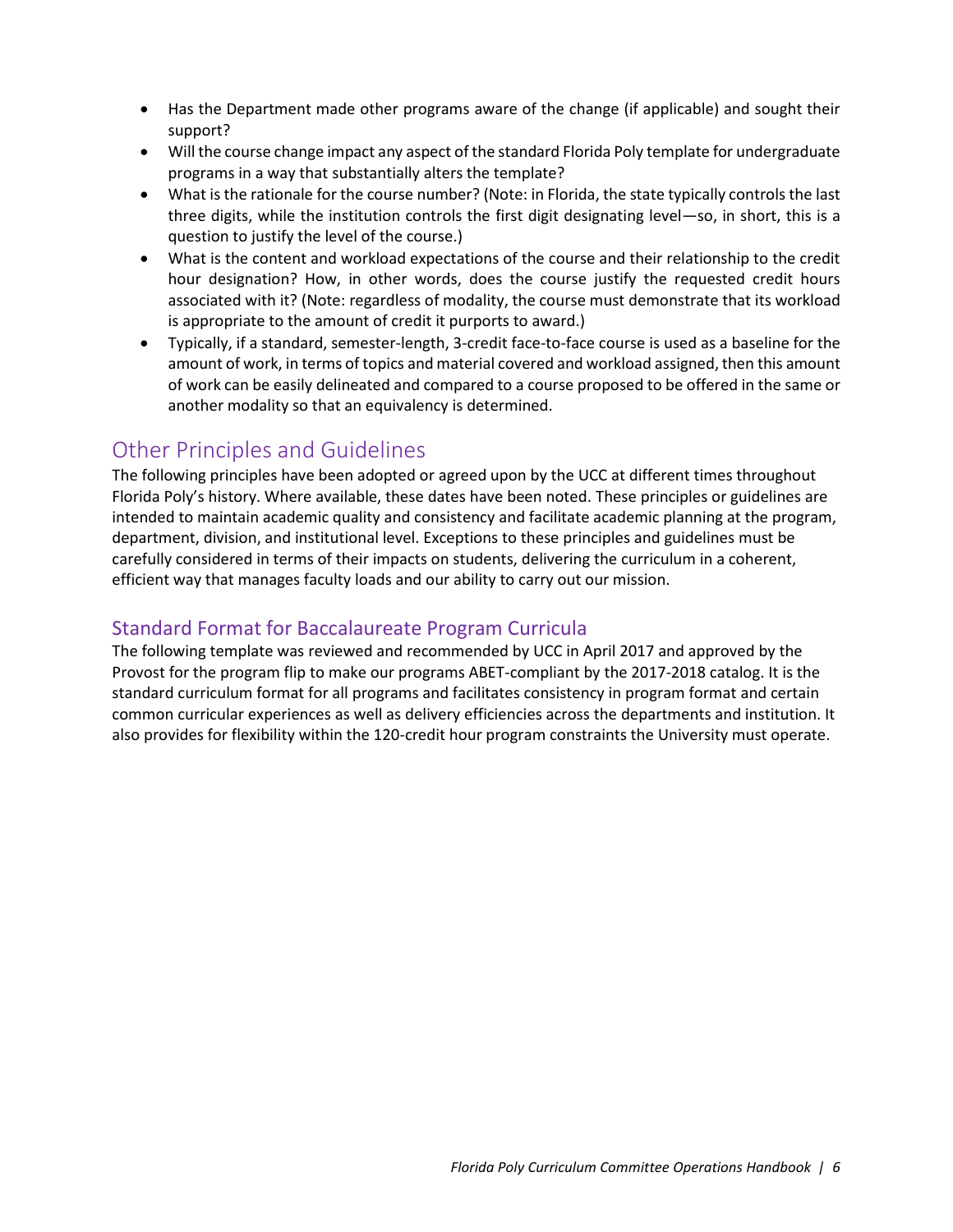- Has the Department made other programs aware of the change (if applicable) and sought their support?
- Will the course change impact any aspect of the standard Florida Poly template for undergraduate programs in a way that substantially alters the template?
- What is the rationale for the course number? (Note: in Florida, the state typically controls the last three digits, while the institution controls the first digit designating level—so, in short, this is a question to justify the level of the course.)
- What is the content and workload expectations of the course and their relationship to the credit hour designation? How, in other words, does the course justify the requested credit hours associated with it? (Note: regardless of modality, the course must demonstrate that its workload is appropriate to the amount of credit it purports to award.)
- Typically, if a standard, semester-length, 3-credit face-to-face course is used as a baseline for the amount of work, in terms of topics and material covered and workload assigned, then this amount of work can be easily delineated and compared to a course proposed to be offered in the same or another modality so that an equivalency is determined.

## Other Principles and Guidelines

The following principles have been adopted or agreed upon by the UCC at different times throughout Florida Poly's history. Where available, these dates have been noted. These principles or guidelines are intended to maintain academic quality and consistency and facilitate academic planning at the program, department, division, and institutional level. Exceptions to these principles and guidelines must be carefully considered in terms of their impacts on students, delivering the curriculum in a coherent, efficient way that manages faculty loads and our ability to carry out our mission.

### Standard Format for Baccalaureate Program Curricula

The following template was reviewed and recommended by UCC in April 2017 and approved by the Provost for the program flip to make our programs ABET-compliant by the 2017-2018 catalog. It is the standard curriculum format for all programs and facilitates consistency in program format and certain common curricular experiences as well as delivery efficiencies across the departments and institution. It also provides for flexibility within the 120-credit hour program constraints the University must operate.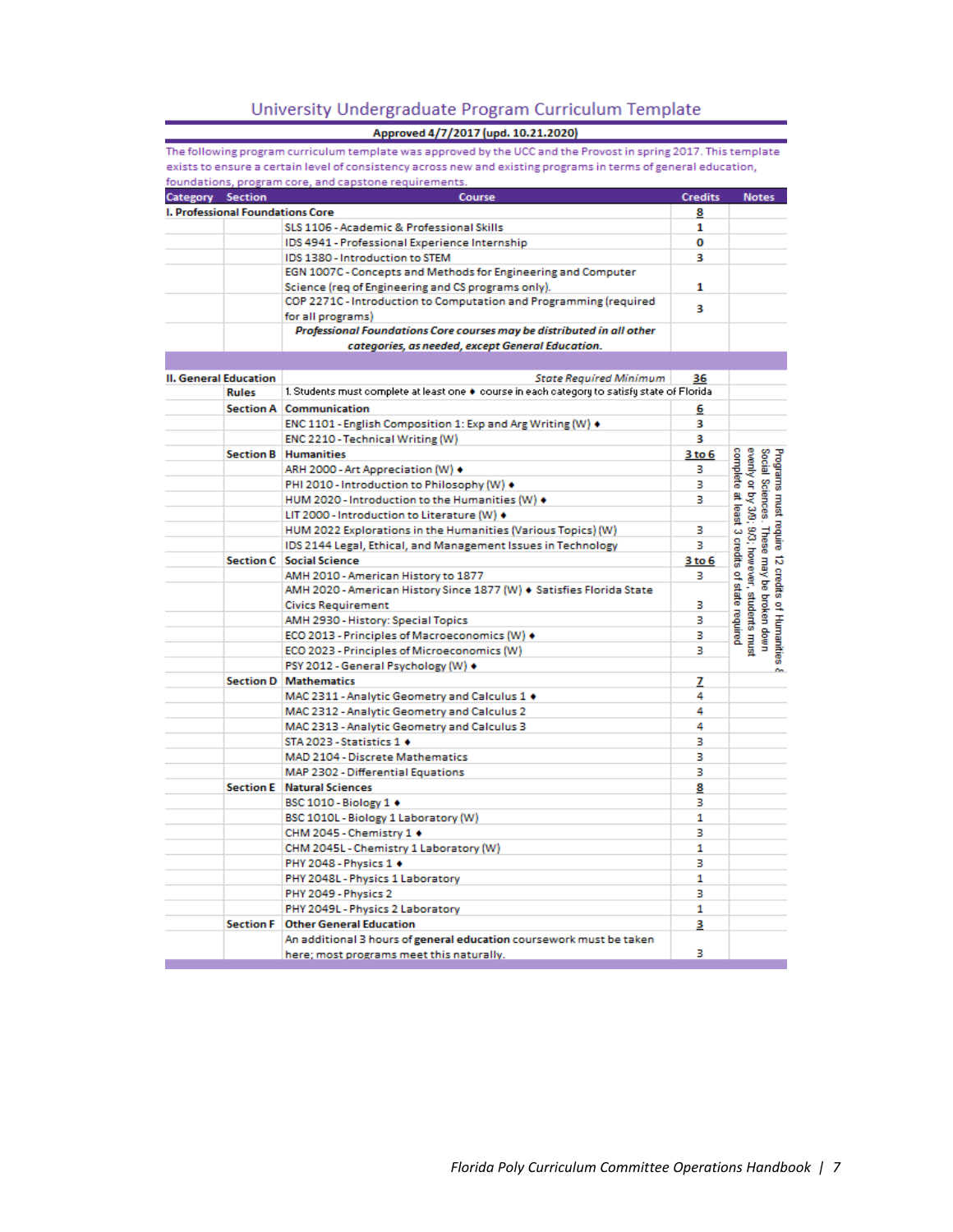# University Undergraduate Program Curriculum Template

**Approved 4/7/2017 (upd. 10.21.2020)**

The following program curriculum template was approved by the UCC and the Provost in spring 2017. This template exists to ensure a certain level of consistency across new and existing programs in terms of general education, foundations, program core, and capstone requirements.

| Category | Section | Course | Credits | Notes |
|---|---|---|---|---|
| **I. Professional Foundations Core** | | | **8** | |
| | | SLS 1106 - Academic & Professional Skills | 1 | |
| | | IDS 4941 - Professional Experience Internship | 0 | |
| | | IDS 1380 - Introduction to STEM | 3 | |
| | | EGN 1007C - Concepts and Methods for Engineering and Computer Science (req of Engineering and CS programs only). | 1 | |
| | | COP 2271C - Introduction to Computation and Programming (required for all programs) | 3 | |
| | | ***Professional Foundations Core courses may be distributed in all other categories, as needed, except General Education.*** | | |
| | | | | |
| **II. General Education** | | *State Required Minimum* | **36** | |
| | **Rules** | 1. Students must complete at least one ♦ course in each category to satisfy state of Florida | | |
| | **Section A** | **Communication** | **6** | |
| | | ENC 1101 - English Composition 1: Exp and Arg Writing (W) ♦ | 3 | |
| | | ENC 2210 - Technical Writing (W) | 3 | |
| | **Section B** | **Humanities** | **3 to 6** | Programs must require 12 credits of Humanities & Social Sciences. These may be broken down evenly or by 3/9, 9/3; however, students must complete at least 3 credits of state required |
| | | ARH 2000 - Art Appreciation (W) ♦ | 3 | |
| | | PHI 2010 - Introduction to Philosophy (W) ♦ | 3 | |
| | | HUM 2020 - Introduction to the Humanities (W) ♦ | 3 | |
| | | LIT 2000 - Introduction to Literature (W) ♦ | | |
| | | HUM 2022 Explorations in the Humanities (Various Topics) (W) | 3 | |
| | | IDS 2144 Legal, Ethical, and Management Issues in Technology | 3 | |
| | **Section C** | **Social Science** | **3 to 6** | |
| | | AMH 2010 - American History to 1877 | 3 | |
| | | AMH 2020 - American History Since 1877 (W) ♦ Satisfies Florida State Civics Requirement | 3 | |
| | | AMH 2930 - History: Special Topics | 3 | |
| | | ECO 2013 - Principles of Macroeconomics (W) ♦ | 3 | |
| | | ECO 2023 - Principles of Microeconomics (W) | 3 | |
| | | PSY 2012 - General Psychology (W) ♦ | | |
| | **Section D** | **Mathematics** | **7** | |
| | | MAC 2311 - Analytic Geometry and Calculus 1 ♦ | 4 | |
| | | MAC 2312 - Analytic Geometry and Calculus 2 | 4 | |
| | | MAC 2313 - Analytic Geometry and Calculus 3 | 4 | |
| | | STA 2023 - Statistics 1 ♦ | 3 | |
| | | MAD 2104 - Discrete Mathematics | 3 | |
| | | MAP 2302 - Differential Equations | 3 | |
| | **Section E** | **Natural Sciences** | **8** | |
| | | BSC 1010 - Biology 1 ♦ | 3 | |
| | | BSC 1010L - Biology 1 Laboratory (W) | 1 | |
| | | CHM 2045 - Chemistry 1 ♦ | 3 | |
| | | CHM 2045L - Chemistry 1 Laboratory (W) | 1 | |
| | | PHY 2048 - Physics 1 ♦ | 3 | |
| | | PHY 2048L - Physics 1 Laboratory | 1 | |
| | | PHY 2049 - Physics 2 | 3 | |
| | | PHY 2049L - Physics 2 Laboratory | 1 | |
| | **Section F** | **Other General Education** | **3** | |
| | | An additional 3 hours of **general education** coursework must be taken here; most programs meet this naturally. | 3 | |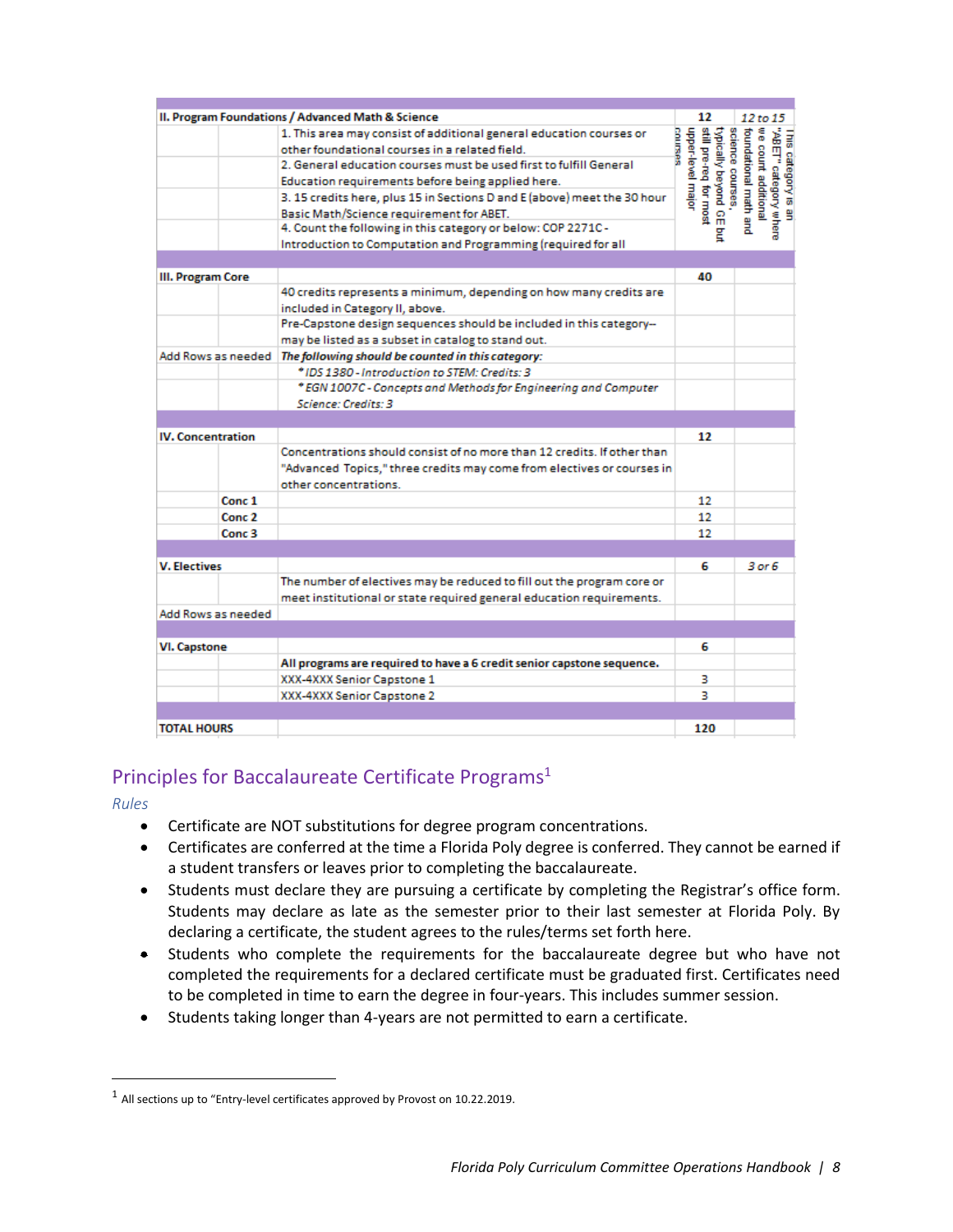| | | | | |
|---|---|---|---|---|
| **II. Program Foundations / Advanced Math & Science** | | | **12** | *12 to 15* |
| | | 1. This area may consist of additional general education courses or other foundational courses in a related field. | This category is an "ABET" category where we count additional foundational math and science courses, typically beyond GE but still pre-req for most upper-level major courses | |
| | | 2. General education courses must be used first to fulfill General Education requirements before being applied here. | | |
| | | 3. 15 credits here, plus 15 in Sections D and E (above) meet the 30 hour Basic Math/Science requirement for ABET. | | |
| | | 4. Count the following in this category or below: COP 2271C - Introduction to Computation and Programming (required for all | | |
| | | | | |
| **III. Program Core** | | | **40** | |
| | | 40 credits represents a minimum, depending on how many credits are included in Category II, above. | | |
| | | Pre-Capstone design sequences should be included in this category--may be listed as a subset in catalog to stand out. | | |
| Add Rows as needed | | ***The following should be counted in this category:*** | | |
| | | *\* IDS 1380 - Introduction to STEM: Credits: 3* | | |
| | | *\* EGN 1007C - Concepts and Methods for Engineering and Computer Science: Credits: 3* | | |
| | | | | |
| **IV. Concentration** | | | **12** | |
| | | Concentrations should consist of no more than 12 credits. If other than "Advanced Topics," three credits may come from electives or courses in other concentrations. | | |
| | **Conc 1** | | 12 | |
| | **Conc 2** | | 12 | |
| | **Conc 3** | | 12 | |
| | | | | |
| **V. Electives** | | | **6** | *3 or 6* |
| | | The number of electives may be reduced to fill out the program core or meet institutional or state required general education requirements. | | |
| Add Rows as needed | | | | |
| | | | | |
| **VI. Capstone** | | | **6** | |
| | | **All programs are required to have a 6 credit senior capstone sequence.** | | |
| | | XXX-4XXX Senior Capstone 1 | 3 | |
| | | XXX-4XXX Senior Capstone 2 | 3 | |
| | | | | |
| **TOTAL HOURS** | | | **120** | |

## Principles for Baccalaureate Certificate Programs[1]

*Rules*

- Certificate are NOT substitutions for degree program concentrations.
- Certificates are conferred at the time a Florida Poly degree is conferred. They cannot be earned if a student transfers or leaves prior to completing the baccalaureate.
- Students must declare they are pursuing a certificate by completing the Registrar's office form. Students may declare as late as the semester prior to their last semester at Florida Poly. By declaring a certificate, the student agrees to the rules/terms set forth here.
- Students who complete the requirements for the baccalaureate degree but who have not completed the requirements for a declared certificate must be graduated first. Certificates need to be completed in time to earn the degree in four-years. This includes summer session.
- Students taking longer than 4-years are not permitted to earn a certificate.

[1] All sections up to "Entry-level certificates approved by Provost on 10.22.2019.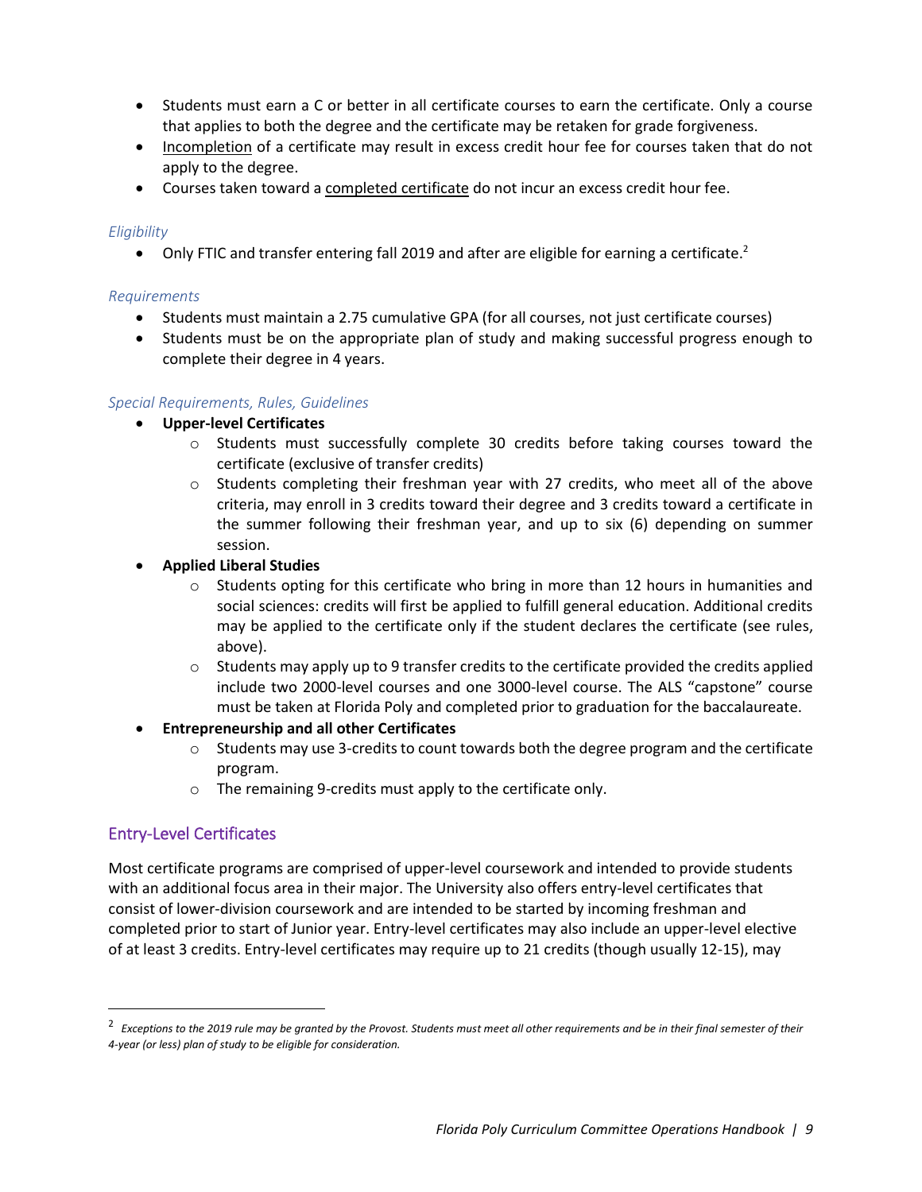- Students must earn a C or better in all certificate courses to earn the certificate. Only a course that applies to both the degree and the certificate may be retaken for grade forgiveness.
- Incompletion of a certificate may result in excess credit hour fee for courses taken that do not apply to the degree.
- Courses taken toward a completed certificate do not incur an excess credit hour fee.

*Eligibility*

- Only FTIC and transfer entering fall 2019 and after are eligible for earning a certificate.[2]

*Requirements*

- Students must maintain a 2.75 cumulative GPA (for all courses, not just certificate courses)
- Students must be on the appropriate plan of study and making successful progress enough to complete their degree in 4 years.

*Special Requirements, Rules, Guidelines*

- **Upper-level Certificates**
  - Students must successfully complete 30 credits before taking courses toward the certificate (exclusive of transfer credits)
  - Students completing their freshman year with 27 credits, who meet all of the above criteria, may enroll in 3 credits toward their degree and 3 credits toward a certificate in the summer following their freshman year, and up to six (6) depending on summer session.
- **Applied Liberal Studies**
  - Students opting for this certificate who bring in more than 12 hours in humanities and social sciences: credits will first be applied to fulfill general education. Additional credits may be applied to the certificate only if the student declares the certificate (see rules, above).
  - Students may apply up to 9 transfer credits to the certificate provided the credits applied include two 2000-level courses and one 3000-level course. The ALS "capstone" course must be taken at Florida Poly and completed prior to graduation for the baccalaureate.
- **Entrepreneurship and all other Certificates**
  - Students may use 3-credits to count towards both the degree program and the certificate program.
  - The remaining 9-credits must apply to the certificate only.

## Entry-Level Certificates

Most certificate programs are comprised of upper-level coursework and intended to provide students with an additional focus area in their major. The University also offers entry-level certificates that consist of lower-division coursework and are intended to be started by incoming freshman and completed prior to start of Junior year. Entry-level certificates may also include an upper-level elective of at least 3 credits. Entry-level certificates may require up to 21 credits (though usually 12-15), may

---

[2] *Exceptions to the 2019 rule may be granted by the Provost. Students must meet all other requirements and be in their final semester of their 4-year (or less) plan of study to be eligible for consideration.*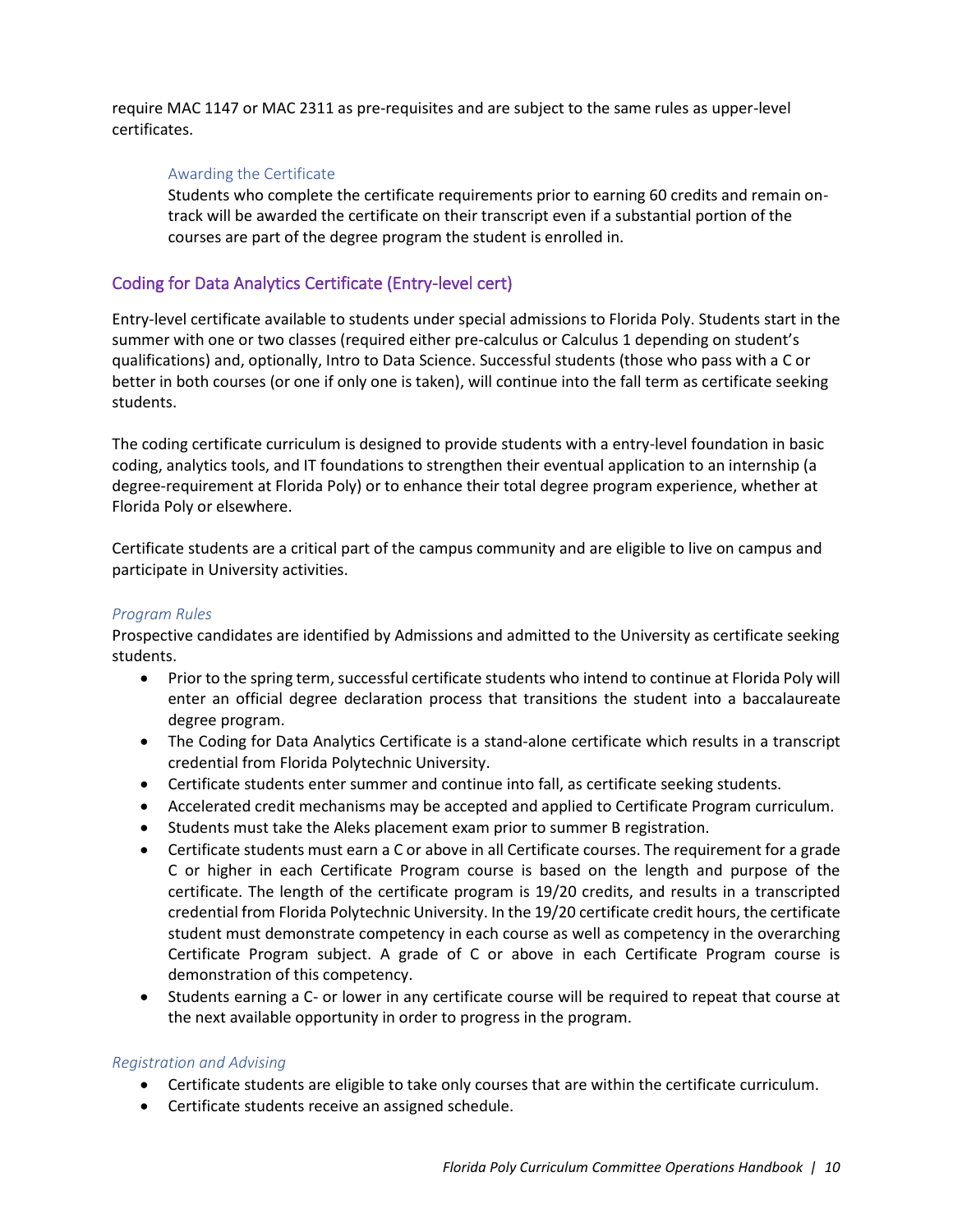require MAC 1147 or MAC 2311 as pre-requisites and are subject to the same rules as upper-level certificates.

#### Awarding the Certificate

Students who complete the certificate requirements prior to earning 60 credits and remain on-track will be awarded the certificate on their transcript even if a substantial portion of the courses are part of the degree program the student is enrolled in.

## Coding for Data Analytics Certificate (Entry-level cert)

Entry-level certificate available to students under special admissions to Florida Poly. Students start in the summer with one or two classes (required either pre-calculus or Calculus 1 depending on student's qualifications) and, optionally, Intro to Data Science. Successful students (those who pass with a C or better in both courses (or one if only one is taken), will continue into the fall term as certificate seeking students.

The coding certificate curriculum is designed to provide students with a entry-level foundation in basic coding, analytics tools, and IT foundations to strengthen their eventual application to an internship (a degree-requirement at Florida Poly) or to enhance their total degree program experience, whether at Florida Poly or elsewhere.

Certificate students are a critical part of the campus community and are eligible to live on campus and participate in University activities.

### *Program Rules*

Prospective candidates are identified by Admissions and admitted to the University as certificate seeking students.

- Prior to the spring term, successful certificate students who intend to continue at Florida Poly will enter an official degree declaration process that transitions the student into a baccalaureate degree program.
- The Coding for Data Analytics Certificate is a stand-alone certificate which results in a transcript credential from Florida Polytechnic University.
- Certificate students enter summer and continue into fall, as certificate seeking students.
- Accelerated credit mechanisms may be accepted and applied to Certificate Program curriculum.
- Students must take the Aleks placement exam prior to summer B registration.
- Certificate students must earn a C or above in all Certificate courses. The requirement for a grade C or higher in each Certificate Program course is based on the length and purpose of the certificate. The length of the certificate program is 19/20 credits, and results in a transcripted credential from Florida Polytechnic University. In the 19/20 certificate credit hours, the certificate student must demonstrate competency in each course as well as competency in the overarching Certificate Program subject. A grade of C or above in each Certificate Program course is demonstration of this competency.
- Students earning a C- or lower in any certificate course will be required to repeat that course at the next available opportunity in order to progress in the program.

### *Registration and Advising*

- Certificate students are eligible to take only courses that are within the certificate curriculum.
- Certificate students receive an assigned schedule.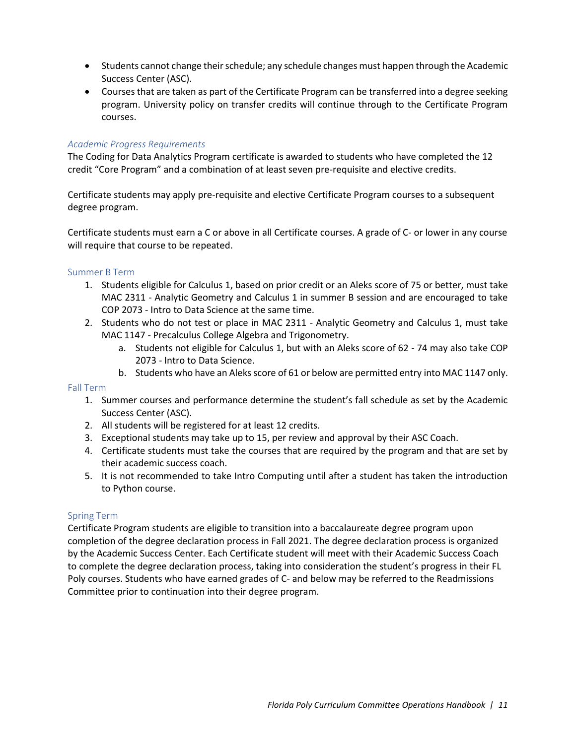- Students cannot change their schedule; any schedule changes must happen through the Academic Success Center (ASC).
- Courses that are taken as part of the Certificate Program can be transferred into a degree seeking program. University policy on transfer credits will continue through to the Certificate Program courses.

### *Academic Progress Requirements*

The Coding for Data Analytics Program certificate is awarded to students who have completed the 12 credit "Core Program" and a combination of at least seven pre-requisite and elective credits.

Certificate students may apply pre-requisite and elective Certificate Program courses to a subsequent degree program.

Certificate students must earn a C or above in all Certificate courses. A grade of C- or lower in any course will require that course to be repeated.

#### Summer B Term

1. Students eligible for Calculus 1, based on prior credit or an Aleks score of 75 or better, must take MAC 2311 - Analytic Geometry and Calculus 1 in summer B session and are encouraged to take COP 2073 - Intro to Data Science at the same time.
2. Students who do not test or place in MAC 2311 - Analytic Geometry and Calculus 1, must take MAC 1147 - Precalculus College Algebra and Trigonometry.
    a. Students not eligible for Calculus 1, but with an Aleks score of 62 - 74 may also take COP 2073 - Intro to Data Science.
    b. Students who have an Aleks score of 61 or below are permitted entry into MAC 1147 only.

#### Fall Term

1. Summer courses and performance determine the student's fall schedule as set by the Academic Success Center (ASC).
2. All students will be registered for at least 12 credits.
3. Exceptional students may take up to 15, per review and approval by their ASC Coach.
4. Certificate students must take the courses that are required by the program and that are set by their academic success coach.
5. It is not recommended to take Intro Computing until after a student has taken the introduction to Python course.

#### Spring Term

Certificate Program students are eligible to transition into a baccalaureate degree program upon completion of the degree declaration process in Fall 2021. The degree declaration process is organized by the Academic Success Center. Each Certificate student will meet with their Academic Success Coach to complete the degree declaration process, taking into consideration the student's progress in their FL Poly courses. Students who have earned grades of C- and below may be referred to the Readmissions Committee prior to continuation into their degree program.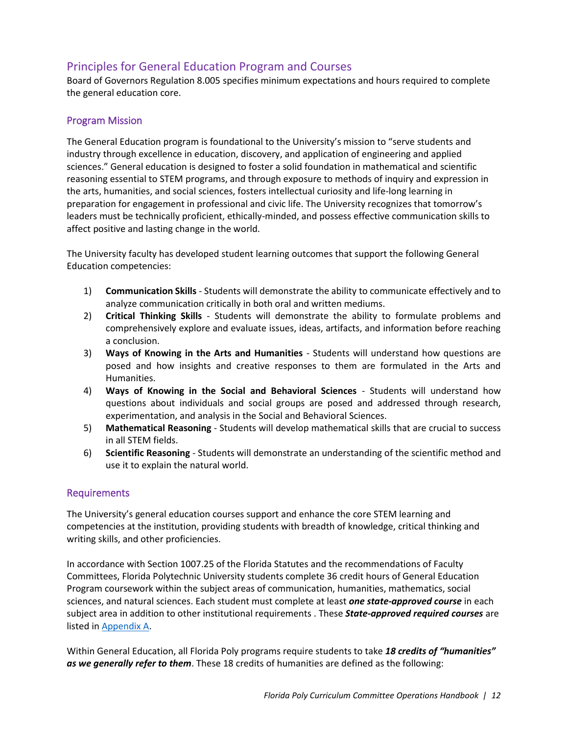## Principles for General Education Program and Courses

Board of Governors Regulation 8.005 specifies minimum expectations and hours required to complete the general education core.

### Program Mission

The General Education program is foundational to the University's mission to "serve students and industry through excellence in education, discovery, and application of engineering and applied sciences." General education is designed to foster a solid foundation in mathematical and scientific reasoning essential to STEM programs, and through exposure to methods of inquiry and expression in the arts, humanities, and social sciences, fosters intellectual curiosity and life-long learning in preparation for engagement in professional and civic life. The University recognizes that tomorrow's leaders must be technically proficient, ethically-minded, and possess effective communication skills to affect positive and lasting change in the world.

The University faculty has developed student learning outcomes that support the following General Education competencies:

1) **Communication Skills** - Students will demonstrate the ability to communicate effectively and to analyze communication critically in both oral and written mediums.
2) **Critical Thinking Skills** - Students will demonstrate the ability to formulate problems and comprehensively explore and evaluate issues, ideas, artifacts, and information before reaching a conclusion.
3) **Ways of Knowing in the Arts and Humanities** - Students will understand how questions are posed and how insights and creative responses to them are formulated in the Arts and Humanities.
4) **Ways of Knowing in the Social and Behavioral Sciences** - Students will understand how questions about individuals and social groups are posed and addressed through research, experimentation, and analysis in the Social and Behavioral Sciences.
5) **Mathematical Reasoning** - Students will develop mathematical skills that are crucial to success in all STEM fields.
6) **Scientific Reasoning** - Students will demonstrate an understanding of the scientific method and use it to explain the natural world.

### Requirements

The University's general education courses support and enhance the core STEM learning and competencies at the institution, providing students with breadth of knowledge, critical thinking and writing skills, and other proficiencies.

In accordance with Section 1007.25 of the Florida Statutes and the recommendations of Faculty Committees, Florida Polytechnic University students complete 36 credit hours of General Education Program coursework within the subject areas of communication, humanities, mathematics, social sciences, and natural sciences. Each student must complete at least ***one state-approved course*** in each subject area in addition to other institutional requirements . These ***State-approved required courses*** are listed in Appendix A.

Within General Education, all Florida Poly programs require students to take ***18 credits of "humanities" as we generally refer to them***. These 18 credits of humanities are defined as the following: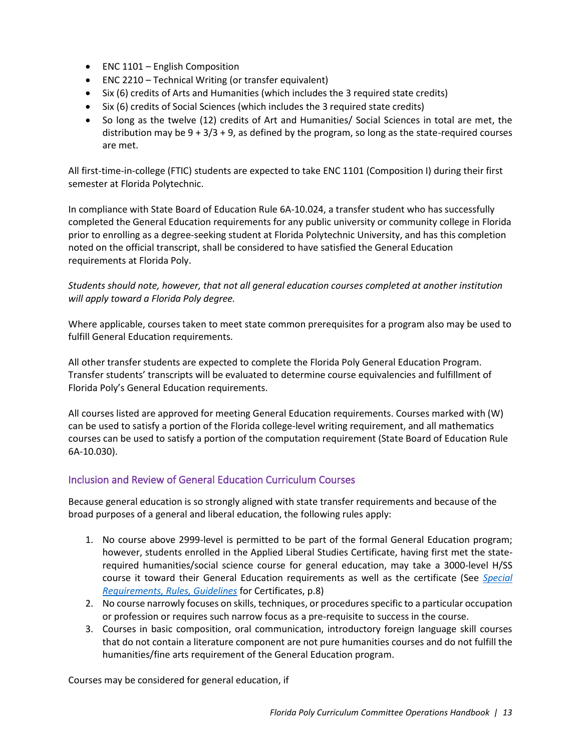- ENC 1101 – English Composition
- ENC 2210 – Technical Writing (or transfer equivalent)
- Six (6) credits of Arts and Humanities (which includes the 3 required state credits)
- Six (6) credits of Social Sciences (which includes the 3 required state credits)
- So long as the twelve (12) credits of Art and Humanities/ Social Sciences in total are met, the distribution may be 9 + 3/3 + 9, as defined by the program, so long as the state-required courses are met.

All first-time-in-college (FTIC) students are expected to take ENC 1101 (Composition I) during their first semester at Florida Polytechnic.

In compliance with State Board of Education Rule 6A-10.024, a transfer student who has successfully completed the General Education requirements for any public university or community college in Florida prior to enrolling as a degree-seeking student at Florida Polytechnic University, and has this completion noted on the official transcript, shall be considered to have satisfied the General Education requirements at Florida Poly.

*Students should note, however, that not all general education courses completed at another institution will apply toward a Florida Poly degree.*

Where applicable, courses taken to meet state common prerequisites for a program also may be used to fulfill General Education requirements.

All other transfer students are expected to complete the Florida Poly General Education Program. Transfer students' transcripts will be evaluated to determine course equivalencies and fulfillment of Florida Poly's General Education requirements.

All courses listed are approved for meeting General Education requirements. Courses marked with (W) can be used to satisfy a portion of the Florida college-level writing requirement, and all mathematics courses can be used to satisfy a portion of the computation requirement (State Board of Education Rule 6A-10.030).

## Inclusion and Review of General Education Curriculum Courses

Because general education is so strongly aligned with state transfer requirements and because of the broad purposes of a general and liberal education, the following rules apply:

1. No course above 2999-level is permitted to be part of the formal General Education program; however, students enrolled in the Applied Liberal Studies Certificate, having first met the state-required humanities/social science course for general education, may take a 3000-level H/SS course it toward their General Education requirements as well as the certificate (See *Special Requirements, Rules, Guidelines* for Certificates, p.8)
2. No course narrowly focuses on skills, techniques, or procedures specific to a particular occupation or profession or requires such narrow focus as a pre-requisite to success in the course.
3. Courses in basic composition, oral communication, introductory foreign language skill courses that do not contain a literature component are not pure humanities courses and do not fulfill the humanities/fine arts requirement of the General Education program.

Courses may be considered for general education, if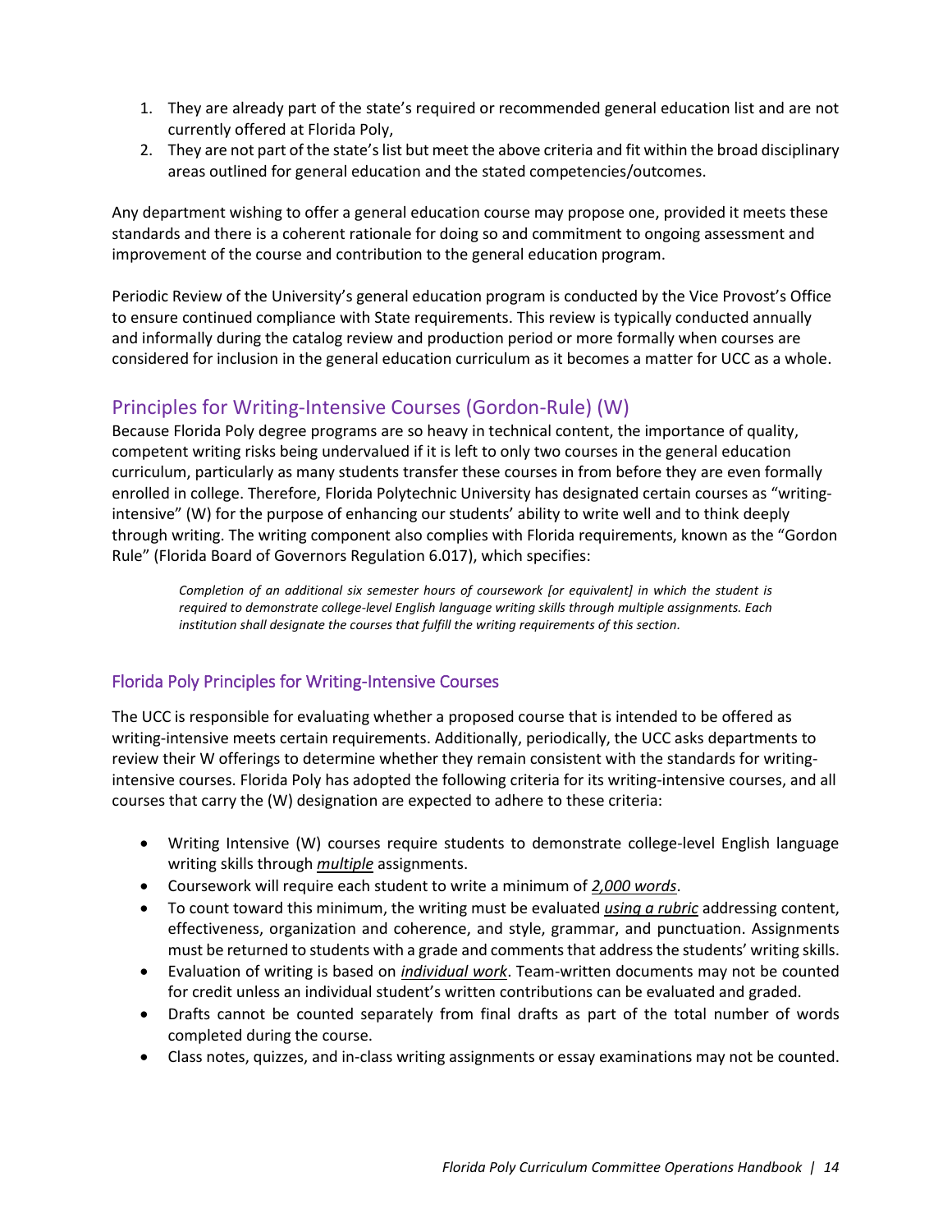1. They are already part of the state's required or recommended general education list and are not currently offered at Florida Poly,
2. They are not part of the state's list but meet the above criteria and fit within the broad disciplinary areas outlined for general education and the stated competencies/outcomes.

Any department wishing to offer a general education course may propose one, provided it meets these standards and there is a coherent rationale for doing so and commitment to ongoing assessment and improvement of the course and contribution to the general education program.

Periodic Review of the University's general education program is conducted by the Vice Provost's Office to ensure continued compliance with State requirements. This review is typically conducted annually and informally during the catalog review and production period or more formally when courses are considered for inclusion in the general education curriculum as it becomes a matter for UCC as a whole.

## Principles for Writing-Intensive Courses (Gordon-Rule) (W)

Because Florida Poly degree programs are so heavy in technical content, the importance of quality, competent writing risks being undervalued if it is left to only two courses in the general education curriculum, particularly as many students transfer these courses in from before they are even formally enrolled in college. Therefore, Florida Polytechnic University has designated certain courses as "writing-intensive" (W) for the purpose of enhancing our students' ability to write well and to think deeply through writing. The writing component also complies with Florida requirements, known as the "Gordon Rule" (Florida Board of Governors Regulation 6.017), which specifies:

> *Completion of an additional six semester hours of coursework [or equivalent] in which the student is required to demonstrate college-level English language writing skills through multiple assignments. Each institution shall designate the courses that fulfill the writing requirements of this section.*

### Florida Poly Principles for Writing-Intensive Courses

The UCC is responsible for evaluating whether a proposed course that is intended to be offered as writing-intensive meets certain requirements. Additionally, periodically, the UCC asks departments to review their W offerings to determine whether they remain consistent with the standards for writing-intensive courses. Florida Poly has adopted the following criteria for its writing-intensive courses, and all courses that carry the (W) designation are expected to adhere to these criteria:

- Writing Intensive (W) courses require students to demonstrate college-level English language writing skills through ***multiple*** assignments.
- Coursework will require each student to write a minimum of ***2,000 words***.
- To count toward this minimum, the writing must be evaluated ***using a rubric*** addressing content, effectiveness, organization and coherence, and style, grammar, and punctuation. Assignments must be returned to students with a grade and comments that address the students' writing skills.
- Evaluation of writing is based on ***individual work***. Team-written documents may not be counted for credit unless an individual student's written contributions can be evaluated and graded.
- Drafts cannot be counted separately from final drafts as part of the total number of words completed during the course.
- Class notes, quizzes, and in-class writing assignments or essay examinations may not be counted.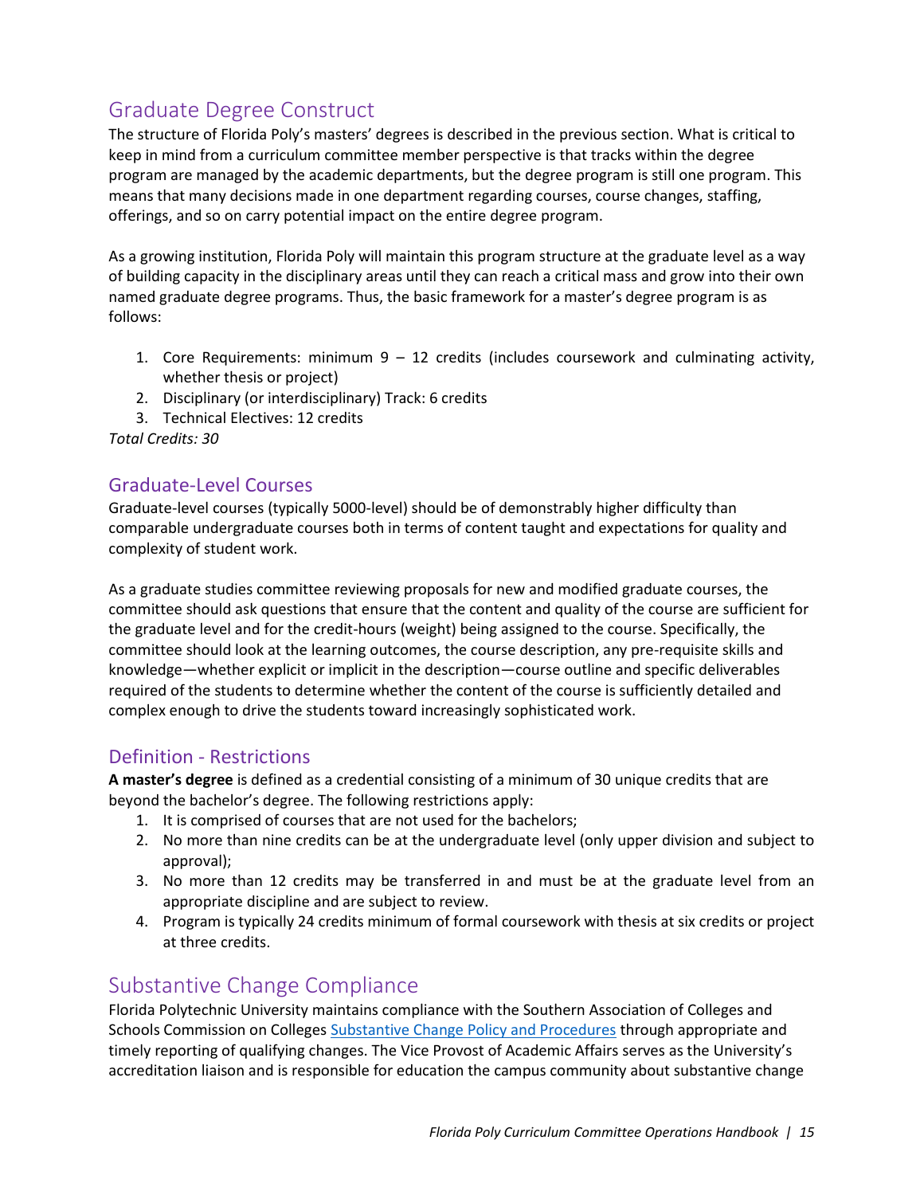## Graduate Degree Construct

The structure of Florida Poly's masters' degrees is described in the previous section. What is critical to keep in mind from a curriculum committee member perspective is that tracks within the degree program are managed by the academic departments, but the degree program is still one program. This means that many decisions made in one department regarding courses, course changes, staffing, offerings, and so on carry potential impact on the entire degree program.

As a growing institution, Florida Poly will maintain this program structure at the graduate level as a way of building capacity in the disciplinary areas until they can reach a critical mass and grow into their own named graduate degree programs. Thus, the basic framework for a master's degree program is as follows:

1. Core Requirements: minimum 9 – 12 credits (includes coursework and culminating activity, whether thesis or project)
2. Disciplinary (or interdisciplinary) Track: 6 credits
3. Technical Electives: 12 credits

*Total Credits: 30*

### Graduate-Level Courses

Graduate-level courses (typically 5000-level) should be of demonstrably higher difficulty than comparable undergraduate courses both in terms of content taught and expectations for quality and complexity of student work.

As a graduate studies committee reviewing proposals for new and modified graduate courses, the committee should ask questions that ensure that the content and quality of the course are sufficient for the graduate level and for the credit-hours (weight) being assigned to the course. Specifically, the committee should look at the learning outcomes, the course description, any pre-requisite skills and knowledge—whether explicit or implicit in the description—course outline and specific deliverables required of the students to determine whether the content of the course is sufficiently detailed and complex enough to drive the students toward increasingly sophisticated work.

### Definition - Restrictions

**A master's degree** is defined as a credential consisting of a minimum of 30 unique credits that are beyond the bachelor's degree. The following restrictions apply:

1. It is comprised of courses that are not used for the bachelors;
2. No more than nine credits can be at the undergraduate level (only upper division and subject to approval);
3. No more than 12 credits may be transferred in and must be at the graduate level from an appropriate discipline and are subject to review.
4. Program is typically 24 credits minimum of formal coursework with thesis at six credits or project at three credits.

## Substantive Change Compliance

Florida Polytechnic University maintains compliance with the Southern Association of Colleges and Schools Commission on Colleges [Substantive Change Policy and Procedures](Substantive Change Policy and Procedures) through appropriate and timely reporting of qualifying changes. The Vice Provost of Academic Affairs serves as the University's accreditation liaison and is responsible for education the campus community about substantive change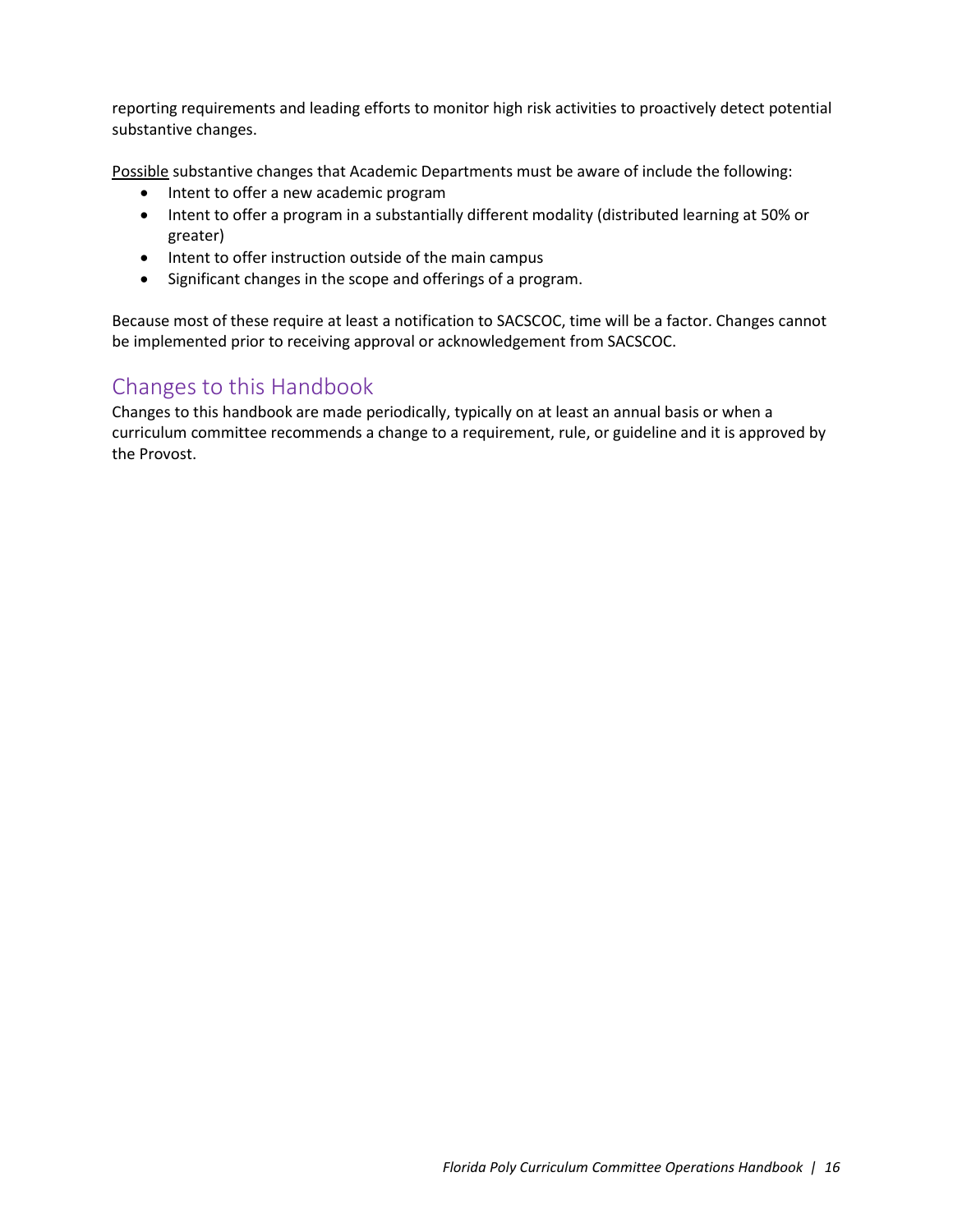reporting requirements and leading efforts to monitor high risk activities to proactively detect potential substantive changes.

<u>Possible</u> substantive changes that Academic Departments must be aware of include the following:

- Intent to offer a new academic program
- Intent to offer a program in a substantially different modality (distributed learning at 50% or greater)
- Intent to offer instruction outside of the main campus
- Significant changes in the scope and offerings of a program.

Because most of these require at least a notification to SACSCOC, time will be a factor. Changes cannot be implemented prior to receiving approval or acknowledgement from SACSCOC.

## Changes to this Handbook

Changes to this handbook are made periodically, typically on at least an annual basis or when a curriculum committee recommends a change to a requirement, rule, or guideline and it is approved by the Provost.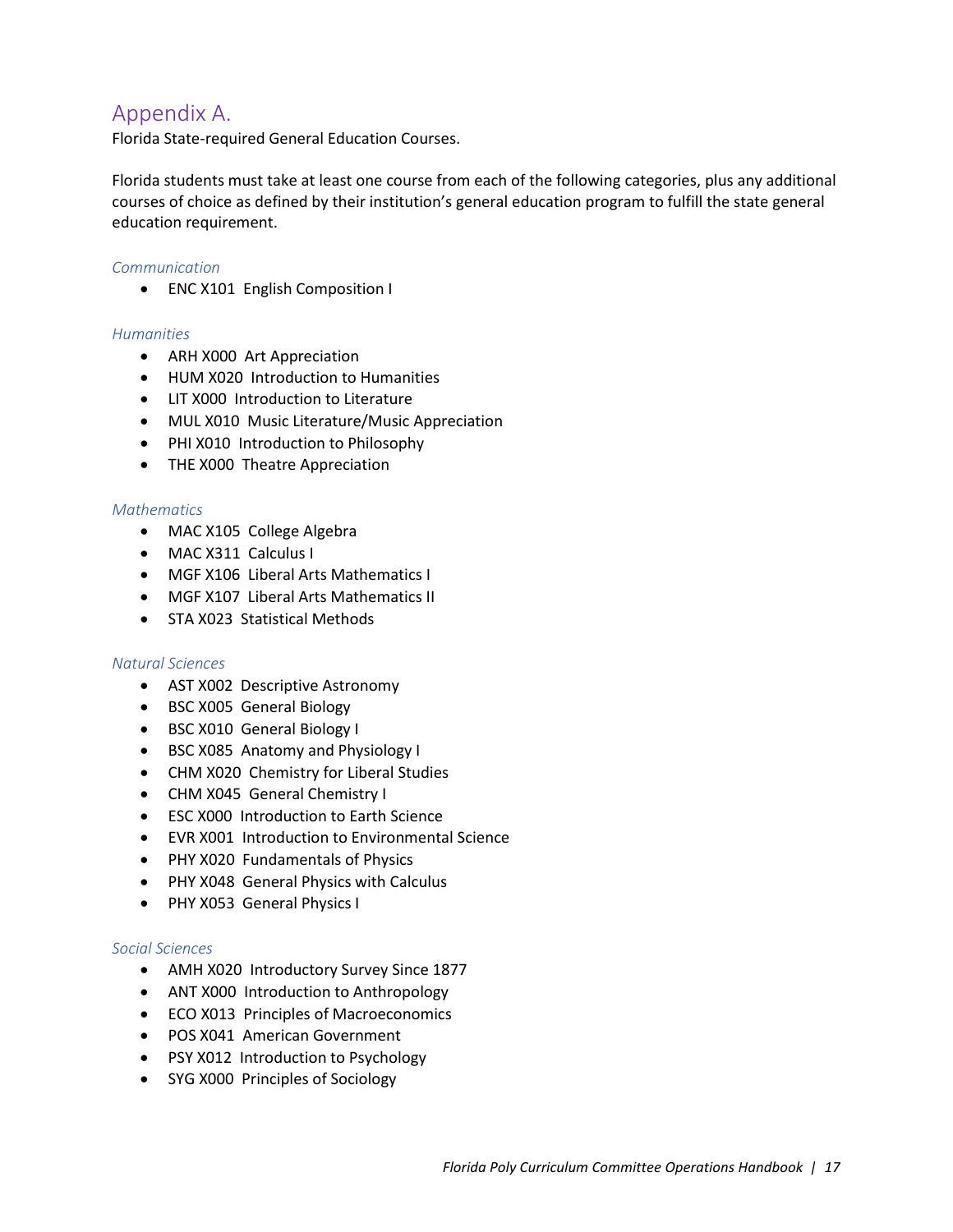## Appendix A.

Florida State-required General Education Courses.

Florida students must take at least one course from each of the following categories, plus any additional courses of choice as defined by their institution's general education program to fulfill the state general education requirement.

### *Communication*

- ENC X101 English Composition I

### *Humanities*

- ARH X000 Art Appreciation
- HUM X020 Introduction to Humanities
- LIT X000 Introduction to Literature
- MUL X010 Music Literature/Music Appreciation
- PHI X010 Introduction to Philosophy
- THE X000 Theatre Appreciation

### *Mathematics*

- MAC X105 College Algebra
- MAC X311 Calculus I
- MGF X106 Liberal Arts Mathematics I
- MGF X107 Liberal Arts Mathematics II
- STA X023 Statistical Methods

### *Natural Sciences*

- AST X002 Descriptive Astronomy
- BSC X005 General Biology
- BSC X010 General Biology I
- BSC X085 Anatomy and Physiology I
- CHM X020 Chemistry for Liberal Studies
- CHM X045 General Chemistry I
- ESC X000 Introduction to Earth Science
- EVR X001 Introduction to Environmental Science
- PHY X020 Fundamentals of Physics
- PHY X048 General Physics with Calculus
- PHY X053 General Physics I

### *Social Sciences*

- AMH X020 Introductory Survey Since 1877
- ANT X000 Introduction to Anthropology
- ECO X013 Principles of Macroeconomics
- POS X041 American Government
- PSY X012 Introduction to Psychology
- SYG X000 Principles of Sociology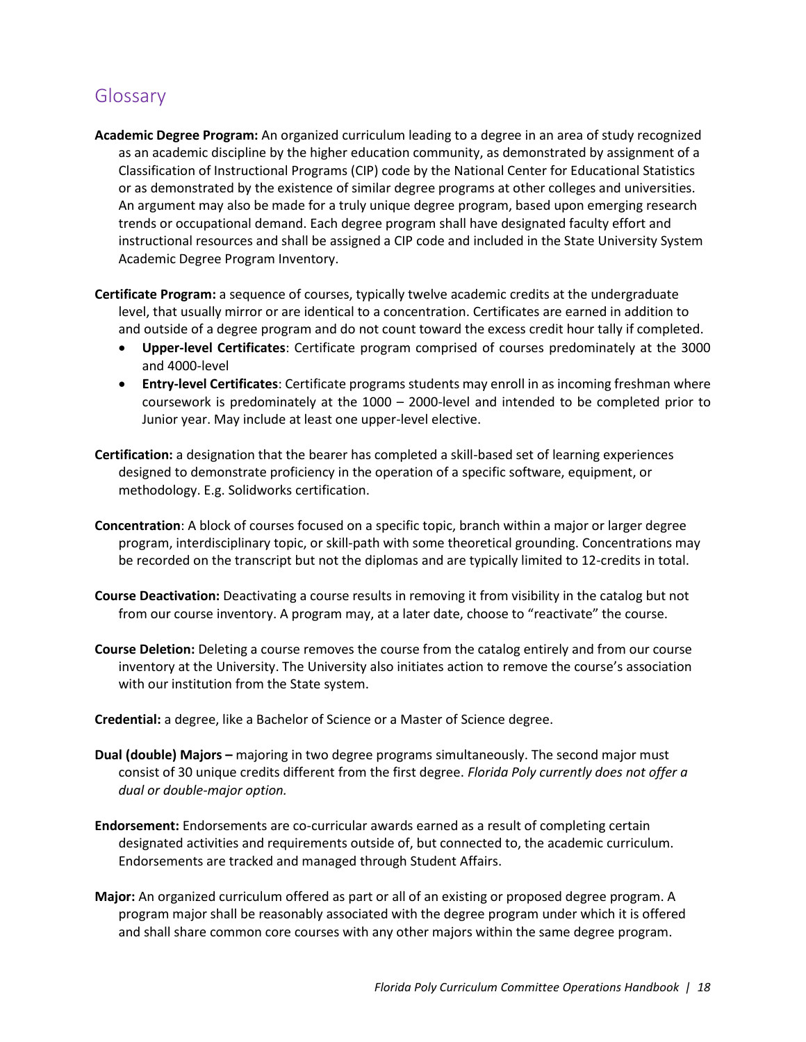## Glossary

**Academic Degree Program:** An organized curriculum leading to a degree in an area of study recognized as an academic discipline by the higher education community, as demonstrated by assignment of a Classification of Instructional Programs (CIP) code by the National Center for Educational Statistics or as demonstrated by the existence of similar degree programs at other colleges and universities. An argument may also be made for a truly unique degree program, based upon emerging research trends or occupational demand. Each degree program shall have designated faculty effort and instructional resources and shall be assigned a CIP code and included in the State University System Academic Degree Program Inventory.

**Certificate Program:** a sequence of courses, typically twelve academic credits at the undergraduate level, that usually mirror or are identical to a concentration. Certificates are earned in addition to and outside of a degree program and do not count toward the excess credit hour tally if completed.

- **Upper-level Certificates**: Certificate program comprised of courses predominately at the 3000 and 4000-level
- **Entry-level Certificates**: Certificate programs students may enroll in as incoming freshman where coursework is predominately at the 1000 – 2000-level and intended to be completed prior to Junior year. May include at least one upper-level elective.

**Certification:** a designation that the bearer has completed a skill-based set of learning experiences designed to demonstrate proficiency in the operation of a specific software, equipment, or methodology. E.g. Solidworks certification.

**Concentration**: A block of courses focused on a specific topic, branch within a major or larger degree program, interdisciplinary topic, or skill-path with some theoretical grounding. Concentrations may be recorded on the transcript but not the diplomas and are typically limited to 12-credits in total.

**Course Deactivation:** Deactivating a course results in removing it from visibility in the catalog but not from our course inventory. A program may, at a later date, choose to "reactivate" the course.

**Course Deletion:** Deleting a course removes the course from the catalog entirely and from our course inventory at the University. The University also initiates action to remove the course's association with our institution from the State system.

**Credential:** a degree, like a Bachelor of Science or a Master of Science degree.

**Dual (double) Majors –** majoring in two degree programs simultaneously. The second major must consist of 30 unique credits different from the first degree. *Florida Poly currently does not offer a dual or double-major option.*

**Endorsement:** Endorsements are co-curricular awards earned as a result of completing certain designated activities and requirements outside of, but connected to, the academic curriculum. Endorsements are tracked and managed through Student Affairs.

**Major:** An organized curriculum offered as part or all of an existing or proposed degree program. A program major shall be reasonably associated with the degree program under which it is offered and shall share common core courses with any other majors within the same degree program.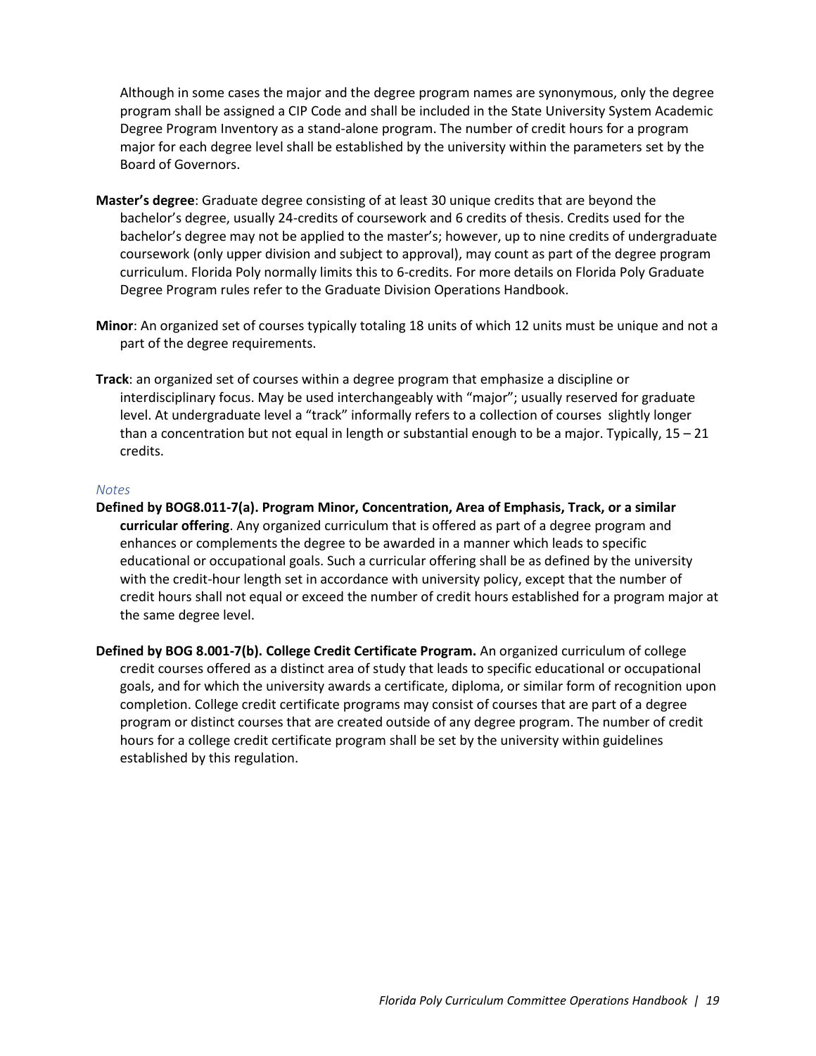Although in some cases the major and the degree program names are synonymous, only the degree program shall be assigned a CIP Code and shall be included in the State University System Academic Degree Program Inventory as a stand-alone program. The number of credit hours for a program major for each degree level shall be established by the university within the parameters set by the Board of Governors.

**Master's degree**: Graduate degree consisting of at least 30 unique credits that are beyond the bachelor's degree, usually 24-credits of coursework and 6 credits of thesis. Credits used for the bachelor's degree may not be applied to the master's; however, up to nine credits of undergraduate coursework (only upper division and subject to approval), may count as part of the degree program curriculum. Florida Poly normally limits this to 6-credits. For more details on Florida Poly Graduate Degree Program rules refer to the Graduate Division Operations Handbook.

**Minor**: An organized set of courses typically totaling 18 units of which 12 units must be unique and not a part of the degree requirements.

**Track**: an organized set of courses within a degree program that emphasize a discipline or interdisciplinary focus. May be used interchangeably with "major"; usually reserved for graduate level. At undergraduate level a "track" informally refers to a collection of courses slightly longer than a concentration but not equal in length or substantial enough to be a major. Typically, 15 – 21 credits.

*Notes*

**Defined by BOG8.011-7(a). Program Minor, Concentration, Area of Emphasis, Track, or a similar curricular offering**. Any organized curriculum that is offered as part of a degree program and enhances or complements the degree to be awarded in a manner which leads to specific educational or occupational goals. Such a curricular offering shall be as defined by the university with the credit-hour length set in accordance with university policy, except that the number of credit hours shall not equal or exceed the number of credit hours established for a program major at the same degree level.

**Defined by BOG 8.001-7(b). College Credit Certificate Program.** An organized curriculum of college credit courses offered as a distinct area of study that leads to specific educational or occupational goals, and for which the university awards a certificate, diploma, or similar form of recognition upon completion. College credit certificate programs may consist of courses that are part of a degree program or distinct courses that are created outside of any degree program. The number of credit hours for a college credit certificate program shall be set by the university within guidelines established by this regulation.